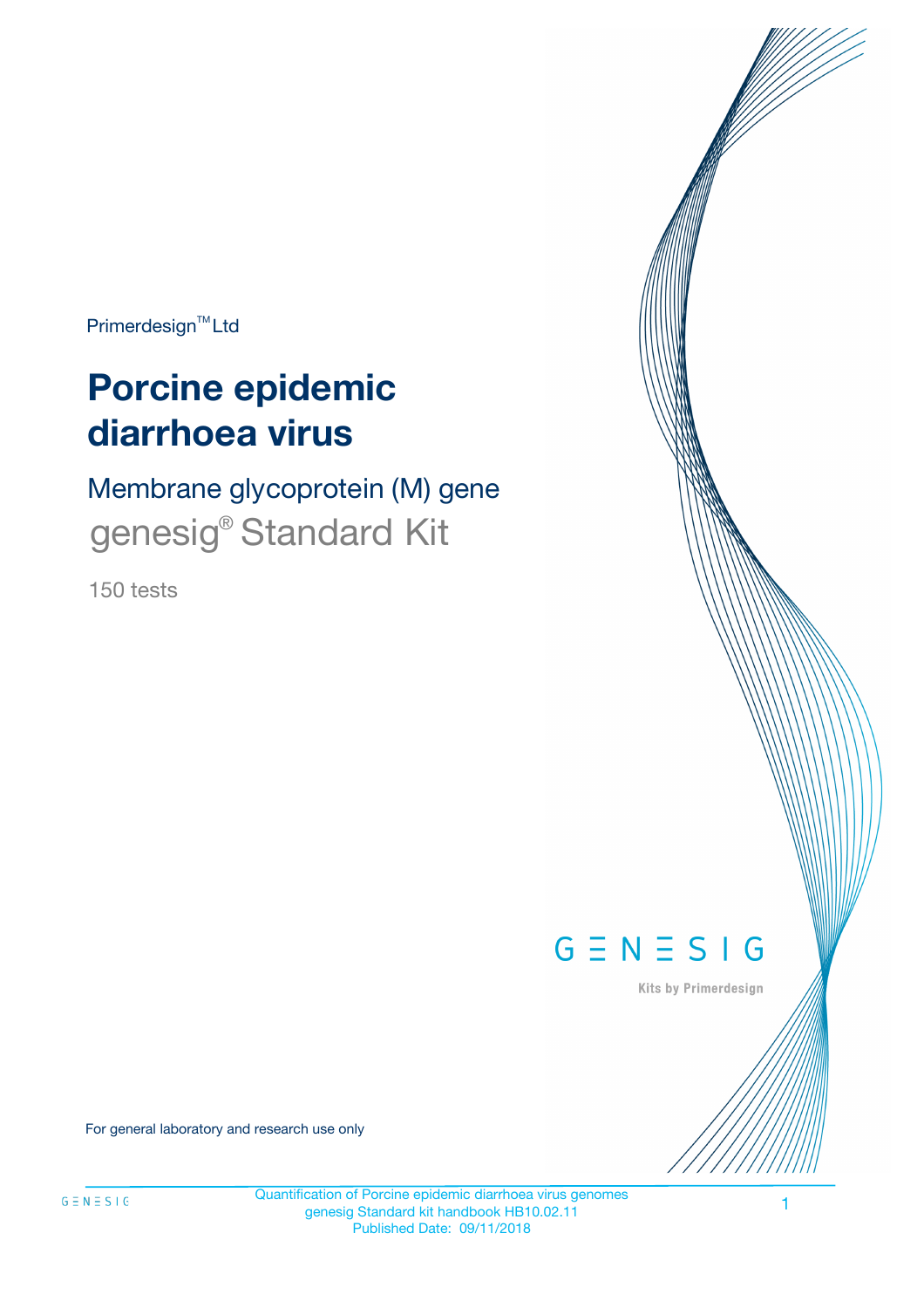Primerdesign™ Ltd

# Porcine epidemic diarrhoea virus

## Membrane glycoprotein (M) gene

genesig® Standard Kit

150 tests

GENESIG

Kits by Primerdesign

For general laboratory and research use only

Quantification of Porcine epidemic diarrhoea virus genomes
genesig Standard kit handbook HB10.02.11
Published Date: 09/11/2018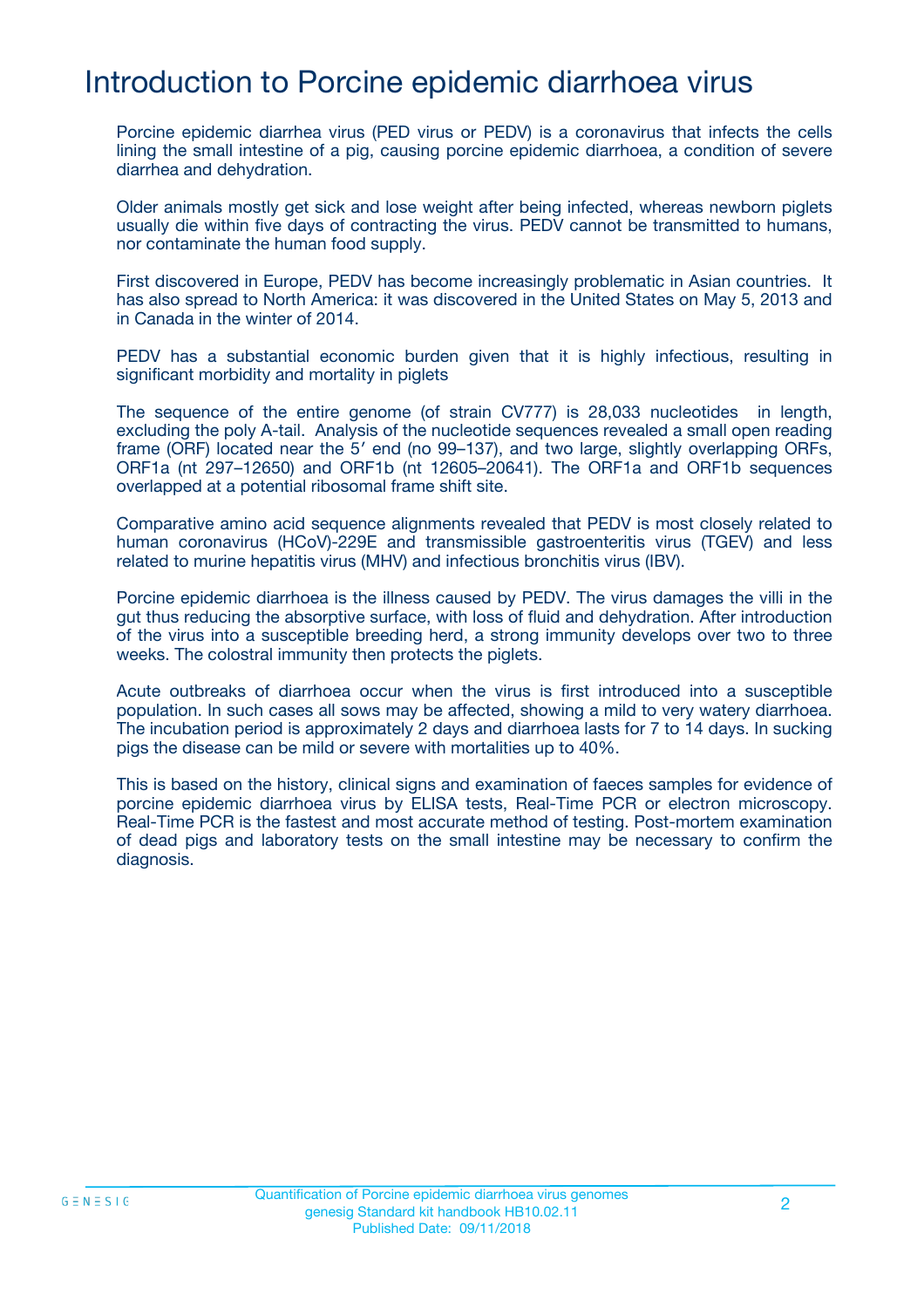# Introduction to Porcine epidemic diarrhoea virus

Porcine epidemic diarrhea virus (PED virus or PEDV) is a coronavirus that infects the cells lining the small intestine of a pig, causing porcine epidemic diarrhoea, a condition of severe diarrhea and dehydration.

Older animals mostly get sick and lose weight after being infected, whereas newborn piglets usually die within five days of contracting the virus. PEDV cannot be transmitted to humans, nor contaminate the human food supply.

First discovered in Europe, PEDV has become increasingly problematic in Asian countries. It has also spread to North America: it was discovered in the United States on May 5, 2013 and in Canada in the winter of 2014.

PEDV has a substantial economic burden given that it is highly infectious, resulting in significant morbidity and mortality in piglets

The sequence of the entire genome (of strain CV777) is 28,033 nucleotides in length, excluding the poly A-tail. Analysis of the nucleotide sequences revealed a small open reading frame (ORF) located near the 5′ end (no 99–137), and two large, slightly overlapping ORFs, ORF1a (nt 297–12650) and ORF1b (nt 12605–20641). The ORF1a and ORF1b sequences overlapped at a potential ribosomal frame shift site.

Comparative amino acid sequence alignments revealed that PEDV is most closely related to human coronavirus (HCoV)-229E and transmissible gastroenteritis virus (TGEV) and less related to murine hepatitis virus (MHV) and infectious bronchitis virus (IBV).

Porcine epidemic diarrhoea is the illness caused by PEDV. The virus damages the villi in the gut thus reducing the absorptive surface, with loss of fluid and dehydration. After introduction of the virus into a susceptible breeding herd, a strong immunity develops over two to three weeks. The colostral immunity then protects the piglets.

Acute outbreaks of diarrhoea occur when the virus is first introduced into a susceptible population. In such cases all sows may be affected, showing a mild to very watery diarrhoea. The incubation period is approximately 2 days and diarrhoea lasts for 7 to 14 days. In sucking pigs the disease can be mild or severe with mortalities up to 40%.

This is based on the history, clinical signs and examination of faeces samples for evidence of porcine epidemic diarrhoea virus by ELISA tests, Real-Time PCR or electron microscopy. Real-Time PCR is the fastest and most accurate method of testing. Post-mortem examination of dead pigs and laboratory tests on the small intestine may be necessary to confirm the diagnosis.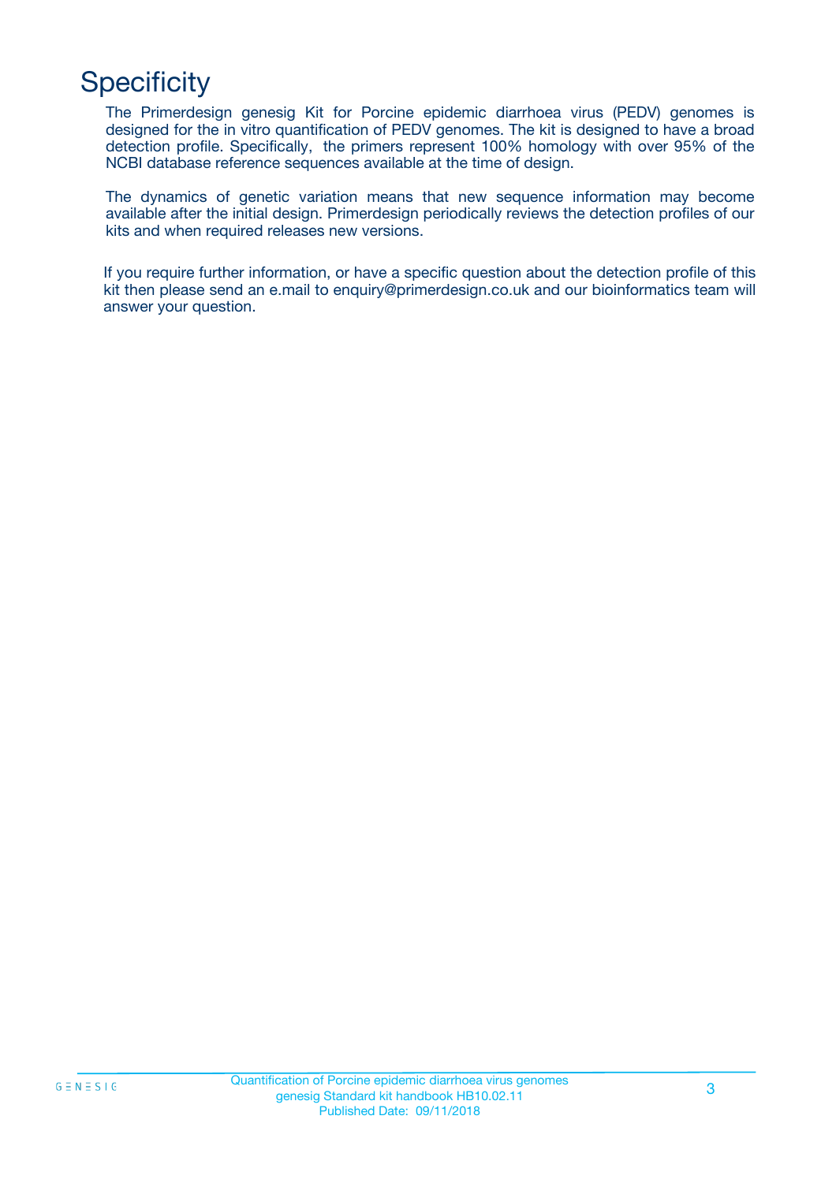# Specificity

The Primerdesign genesig Kit for Porcine epidemic diarrhoea virus (PEDV) genomes is designed for the in vitro quantification of PEDV genomes. The kit is designed to have a broad detection profile. Specifically, the primers represent 100% homology with over 95% of the NCBI database reference sequences available at the time of design.

The dynamics of genetic variation means that new sequence information may become available after the initial design. Primerdesign periodically reviews the detection profiles of our kits and when required releases new versions.

If you require further information, or have a specific question about the detection profile of this kit then please send an e.mail to enquiry@primerdesign.co.uk and our bioinformatics team will answer your question.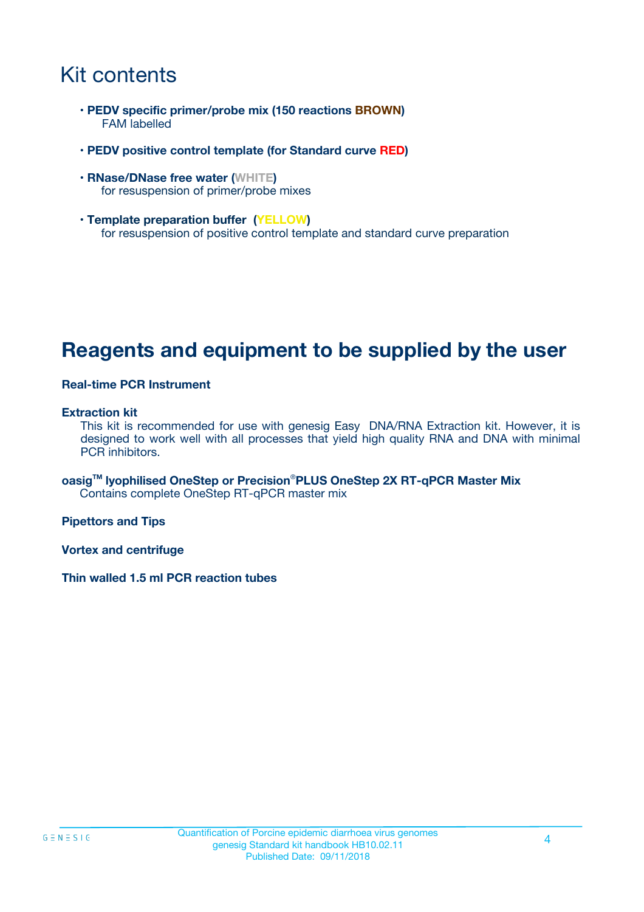# Kit contents

- **PEDV specific primer/probe mix (150 reactions BROWN)**
  FAM labelled
- **PEDV positive control template (for Standard curve RED)**
- **RNase/DNase free water (WHITE)**
  for resuspension of primer/probe mixes
- **Template preparation buffer (YELLOW)**
  for resuspension of positive control template and standard curve preparation

# Reagents and equipment to be supplied by the user

**Real-time PCR Instrument**

**Extraction kit**
This kit is recommended for use with genesig Easy DNA/RNA Extraction kit. However, it is designed to work well with all processes that yield high quality RNA and DNA with minimal PCR inhibitors.

**oasig™ lyophilised OneStep or Precision®PLUS OneStep 2X RT-qPCR Master Mix**
Contains complete OneStep RT-qPCR master mix

**Pipettors and Tips**

**Vortex and centrifuge**

**Thin walled 1.5 ml PCR reaction tubes**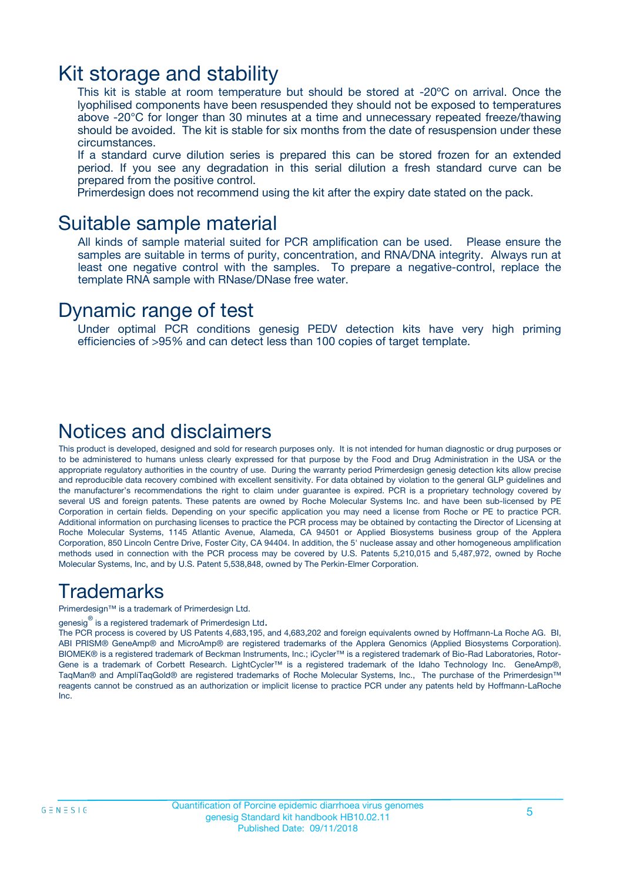# Kit storage and stability

This kit is stable at room temperature but should be stored at -20ºC on arrival. Once the lyophilised components have been resuspended they should not be exposed to temperatures above -20°C for longer than 30 minutes at a time and unnecessary repeated freeze/thawing should be avoided. The kit is stable for six months from the date of resuspension under these circumstances.

If a standard curve dilution series is prepared this can be stored frozen for an extended period. If you see any degradation in this serial dilution a fresh standard curve can be prepared from the positive control.

Primerdesign does not recommend using the kit after the expiry date stated on the pack.

# Suitable sample material

All kinds of sample material suited for PCR amplification can be used. Please ensure the samples are suitable in terms of purity, concentration, and RNA/DNA integrity. Always run at least one negative control with the samples. To prepare a negative-control, replace the template RNA sample with RNase/DNase free water.

# Dynamic range of test

Under optimal PCR conditions genesig PEDV detection kits have very high priming efficiencies of >95% and can detect less than 100 copies of target template.

# Notices and disclaimers

This product is developed, designed and sold for research purposes only. It is not intended for human diagnostic or drug purposes or to be administered to humans unless clearly expressed for that purpose by the Food and Drug Administration in the USA or the appropriate regulatory authorities in the country of use. During the warranty period Primerdesign genesig detection kits allow precise and reproducible data recovery combined with excellent sensitivity. For data obtained by violation to the general GLP guidelines and the manufacturer's recommendations the right to claim under guarantee is expired. PCR is a proprietary technology covered by several US and foreign patents. These patents are owned by Roche Molecular Systems Inc. and have been sub-licensed by PE Corporation in certain fields. Depending on your specific application you may need a license from Roche or PE to practice PCR. Additional information on purchasing licenses to practice the PCR process may be obtained by contacting the Director of Licensing at Roche Molecular Systems, 1145 Atlantic Avenue, Alameda, CA 94501 or Applied Biosystems business group of the Applera Corporation, 850 Lincoln Centre Drive, Foster City, CA 94404. In addition, the 5' nuclease assay and other homogeneous amplification methods used in connection with the PCR process may be covered by U.S. Patents 5,210,015 and 5,487,972, owned by Roche Molecular Systems, Inc, and by U.S. Patent 5,538,848, owned by The Perkin-Elmer Corporation.

# Trademarks

Primerdesign™ is a trademark of Primerdesign Ltd.

genesig® is a registered trademark of Primerdesign Ltd.

The PCR process is covered by US Patents 4,683,195, and 4,683,202 and foreign equivalents owned by Hoffmann-La Roche AG. BI, ABI PRISM® GeneAmp® and MicroAmp® are registered trademarks of the Applera Genomics (Applied Biosystems Corporation). BIOMEK® is a registered trademark of Beckman Instruments, Inc.; iCycler™ is a registered trademark of Bio-Rad Laboratories, Rotor-Gene is a trademark of Corbett Research. LightCycler™ is a registered trademark of the Idaho Technology Inc. GeneAmp®, TaqMan® and AmpliTaqGold® are registered trademarks of Roche Molecular Systems, Inc., The purchase of the Primerdesign™ reagents cannot be construed as an authorization or implicit license to practice PCR under any patents held by Hoffmann-LaRoche Inc.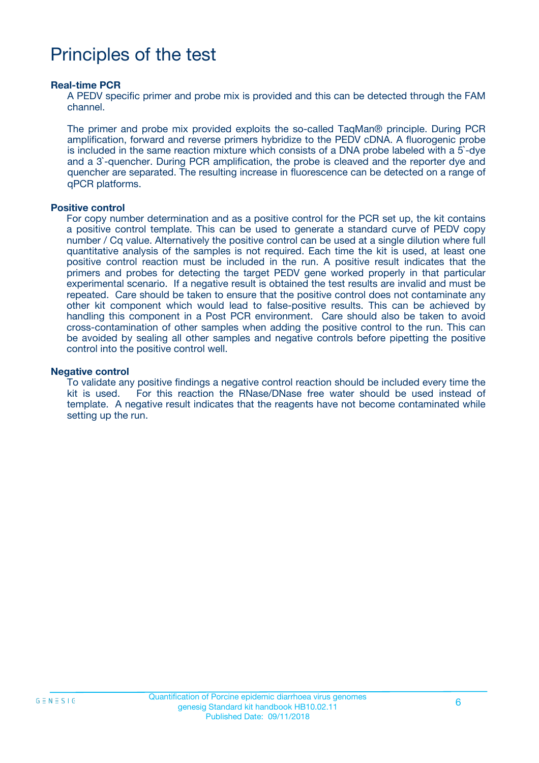# Principles of the test

**Real-time PCR**

A PEDV specific primer and probe mix is provided and this can be detected through the FAM channel.

The primer and probe mix provided exploits the so-called TaqMan® principle. During PCR amplification, forward and reverse primers hybridize to the PEDV cDNA. A fluorogenic probe is included in the same reaction mixture which consists of a DNA probe labeled with a 5`-dye and a 3`-quencher. During PCR amplification, the probe is cleaved and the reporter dye and quencher are separated. The resulting increase in fluorescence can be detected on a range of qPCR platforms.

**Positive control**

For copy number determination and as a positive control for the PCR set up, the kit contains a positive control template. This can be used to generate a standard curve of PEDV copy number / Cq value. Alternatively the positive control can be used at a single dilution where full quantitative analysis of the samples is not required. Each time the kit is used, at least one positive control reaction must be included in the run. A positive result indicates that the primers and probes for detecting the target PEDV gene worked properly in that particular experimental scenario. If a negative result is obtained the test results are invalid and must be repeated. Care should be taken to ensure that the positive control does not contaminate any other kit component which would lead to false-positive results. This can be achieved by handling this component in a Post PCR environment. Care should also be taken to avoid cross-contamination of other samples when adding the positive control to the run. This can be avoided by sealing all other samples and negative controls before pipetting the positive control into the positive control well.

**Negative control**

To validate any positive findings a negative control reaction should be included every time the kit is used. For this reaction the RNase/DNase free water should be used instead of template. A negative result indicates that the reagents have not become contaminated while setting up the run.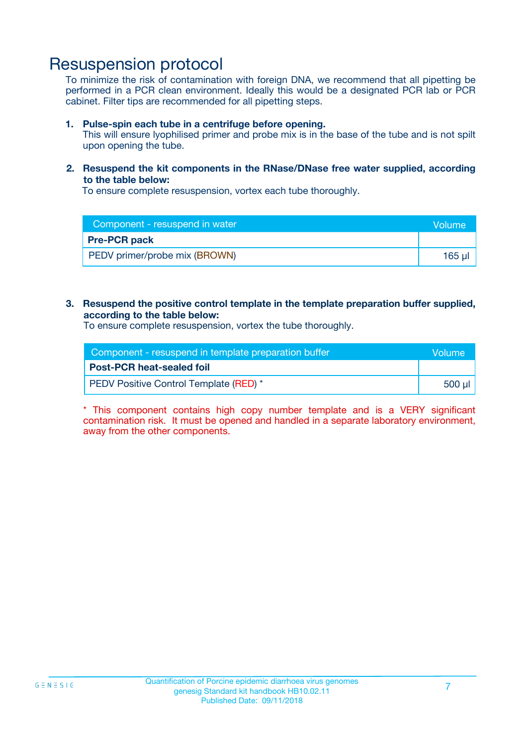# Resuspension protocol

To minimize the risk of contamination with foreign DNA, we recommend that all pipetting be performed in a PCR clean environment. Ideally this would be a designated PCR lab or PCR cabinet. Filter tips are recommended for all pipetting steps.

1. **Pulse-spin each tube in a centrifuge before opening.**
   This will ensure lyophilised primer and probe mix is in the base of the tube and is not spilt upon opening the tube.

2. **Resuspend the kit components in the RNase/DNase free water supplied, according to the table below:**
   To ensure complete resuspension, vortex each tube thoroughly.

| Component - resuspend in water | Volume |
|---|---|
| **Pre-PCR pack** | |
| PEDV primer/probe mix (BROWN) | 165 µl |

3. **Resuspend the positive control template in the template preparation buffer supplied, according to the table below:**
   To ensure complete resuspension, vortex the tube thoroughly.

| Component - resuspend in template preparation buffer | Volume |
|---|---|
| **Post-PCR heat-sealed foil** | |
| PEDV Positive Control Template (RED) * | 500 µl |

* This component contains high copy number template and is a VERY significant contamination risk. It must be opened and handled in a separate laboratory environment, away from the other components.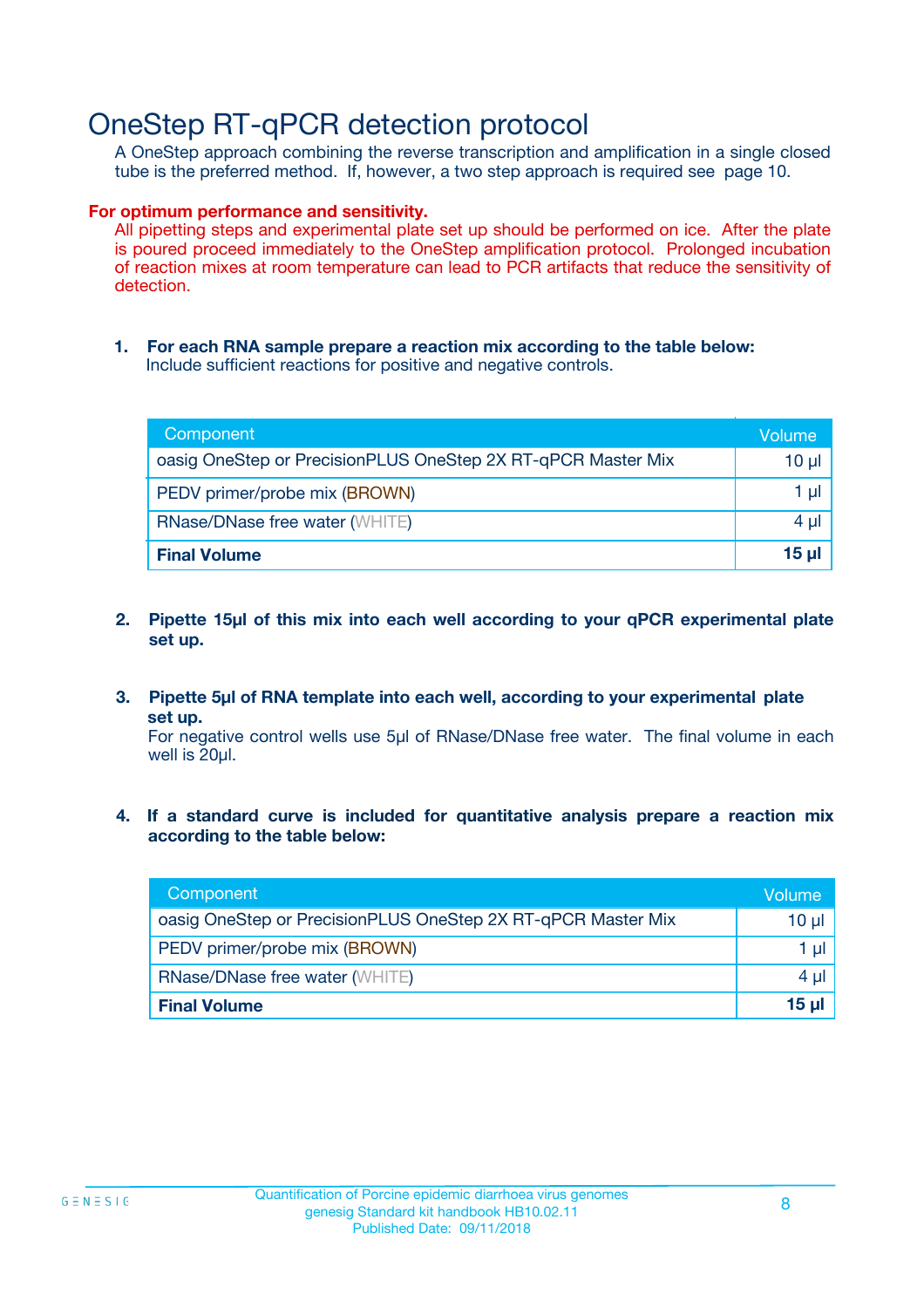# OneStep RT-qPCR detection protocol

A OneStep approach combining the reverse transcription and amplification in a single closed tube is the preferred method. If, however, a two step approach is required see page 10.

**For optimum performance and sensitivity.**

All pipetting steps and experimental plate set up should be performed on ice. After the plate is poured proceed immediately to the OneStep amplification protocol. Prolonged incubation of reaction mixes at room temperature can lead to PCR artifacts that reduce the sensitivity of detection.

1. **For each RNA sample prepare a reaction mix according to the table below:**
   Include sufficient reactions for positive and negative controls.

| Component | Volume |
|---|---|
| oasig OneStep or PrecisionPLUS OneStep 2X RT-qPCR Master Mix | 10 µl |
| PEDV primer/probe mix (BROWN) | 1 µl |
| RNase/DNase free water (WHITE) | 4 µl |
| **Final Volume** | **15 µl** |

2. **Pipette 15µl of this mix into each well according to your qPCR experimental plate set up.**

3. **Pipette 5µl of RNA template into each well, according to your experimental plate set up.**
   For negative control wells use 5µl of RNase/DNase free water. The final volume in each well is 20µl.

4. **If a standard curve is included for quantitative analysis prepare a reaction mix according to the table below:**

| Component | Volume |
|---|---|
| oasig OneStep or PrecisionPLUS OneStep 2X RT-qPCR Master Mix | 10 µl |
| PEDV primer/probe mix (BROWN) | 1 µl |
| RNase/DNase free water (WHITE) | 4 µl |
| **Final Volume** | **15 µl** |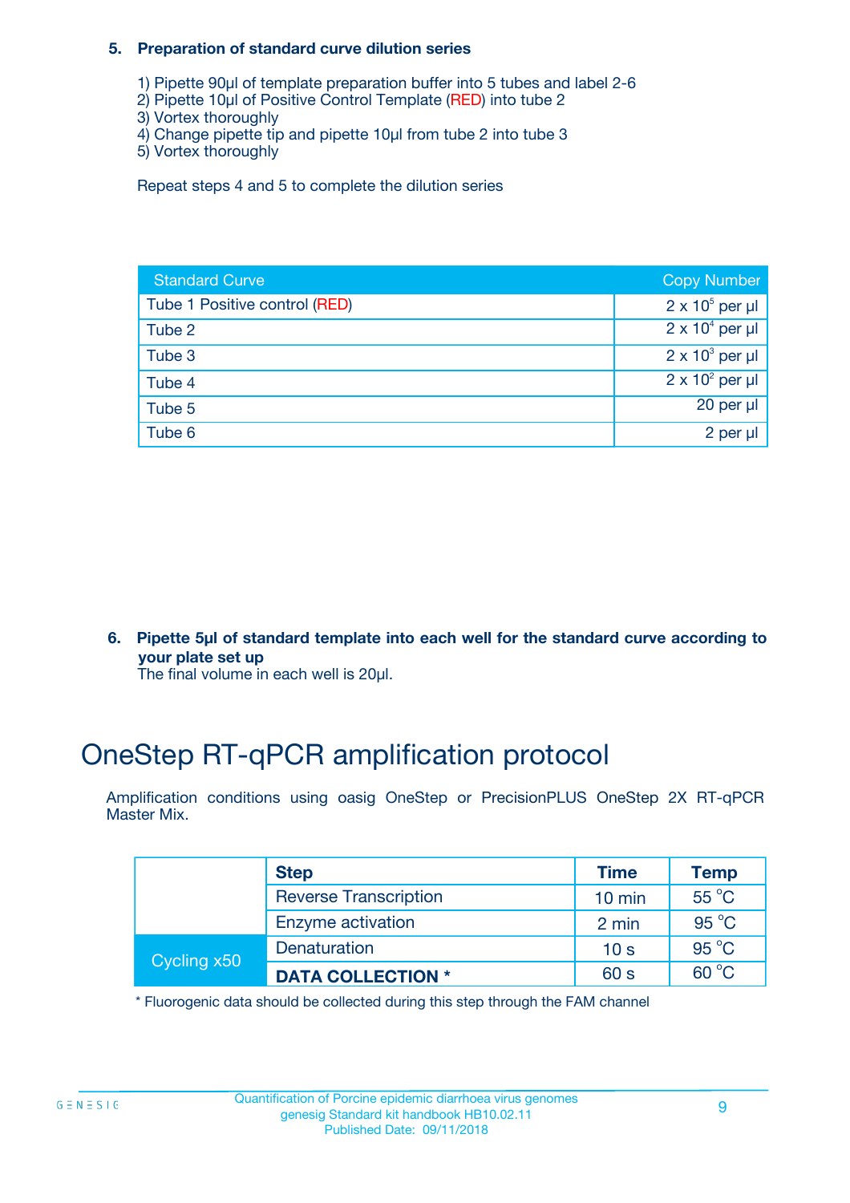5. **Preparation of standard curve dilution series**

   1) Pipette 90µl of template preparation buffer into 5 tubes and label 2-6
   2) Pipette 10µl of Positive Control Template (RED) into tube 2
   3) Vortex thoroughly
   4) Change pipette tip and pipette 10µl from tube 2 into tube 3
   5) Vortex thoroughly

   Repeat steps 4 and 5 to complete the dilution series

| Standard Curve | Copy Number |
|---|---|
| Tube 1 Positive control (RED) | $2 \times 10^5$ per µl |
| Tube 2 | $2 \times 10^4$ per µl |
| Tube 3 | $2 \times 10^3$ per µl |
| Tube 4 | $2 \times 10^2$ per µl |
| Tube 5 | 20 per µl |
| Tube 6 | 2 per µl |

6. **Pipette 5µl of standard template into each well for the standard curve according to your plate set up**
   The final volume in each well is 20µl.

# OneStep RT-qPCR amplification protocol

Amplification conditions using oasig OneStep or PrecisionPLUS OneStep 2X RT-qPCR Master Mix.

| | Step | Time | Temp |
|---|---|---|---|
| | Reverse Transcription | 10 min | 55 °C |
| | Enzyme activation | 2 min | 95 °C |
| Cycling x50 | Denaturation | 10 s | 95 °C |
| | **DATA COLLECTION *** | 60 s | 60 °C |

* Fluorogenic data should be collected during this step through the FAM channel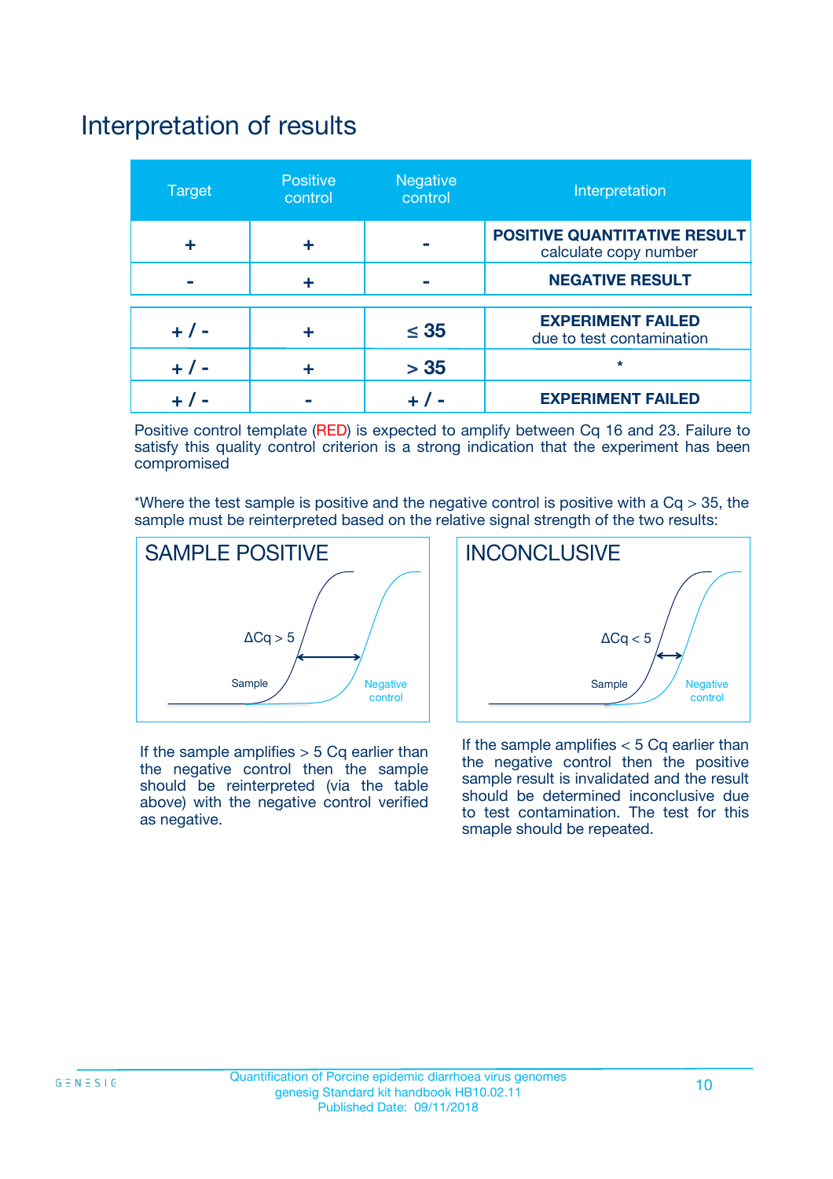# Interpretation of results

| Target | Positive control | Negative control | Interpretation |
|---|---|---|---|
| + | + | - | **POSITIVE QUANTITATIVE RESULT** calculate copy number |
| - | + | - | **NEGATIVE RESULT** |
| + / - | + | ≤ 35 | **EXPERIMENT FAILED** due to test contamination |
| + / - | + | > 35 | * |
| + / - | - | + / - | **EXPERIMENT FAILED** |

Positive control template (RED) is expected to amplify between Cq 16 and 23. Failure to satisfy this quality control criterion is a strong indication that the experiment has been compromised

*Where the test sample is positive and the negative control is positive with a Cq > 35, the sample must be reinterpreted based on the relative signal strength of the two results:

## SAMPLE POSITIVE

ΔCq > 5

Sample

Negative control

If the sample amplifies > 5 Cq earlier than the negative control then the sample should be reinterpreted (via the table above) with the negative control verified as negative.

## INCONCLUSIVE

ΔCq < 5

Sample

Negative control

If the sample amplifies < 5 Cq earlier than the negative control then the positive sample result is invalidated and the result should be determined inconclusive due to test contamination. The test for this smaple should be repeated.